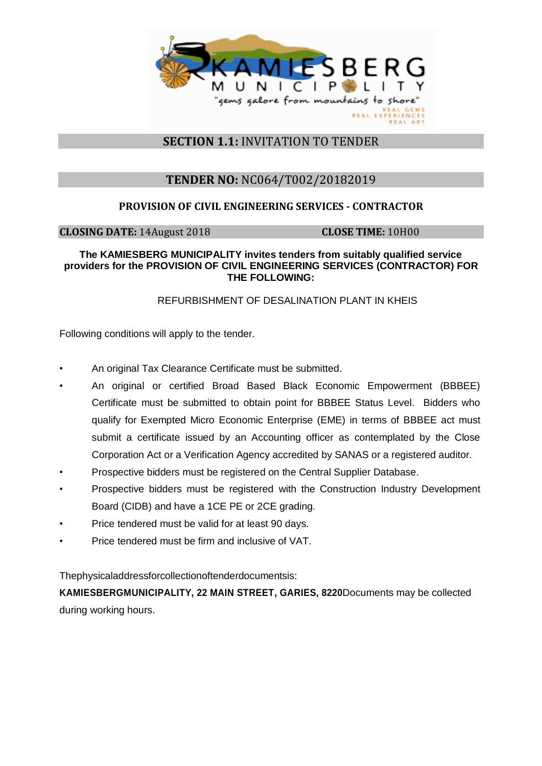## **SECTION 1.1:** INVITATION TO TENDER

## **TENDER NO:** NC064/T002/20182019

### PROVISION OF CIVIL ENGINEERING SERVICES - CONTRACTOR

**CLOSING DATE:** 14August 2018 **CLOSE TIME:** 10H00

**The KAMIESBERG MUNICIPALITY invites tenders from suitably qualified service providers for the PROVISION OF CIVIL ENGINEERING SERVICES (CONTRACTOR) FOR THE FOLLOWING:**

REFURBISHMENT OF DESALINATION PLANT IN KHEIS

Following conditions will apply to the tender.

- An original Tax Clearance Certificate must be submitted.
- An original or certified Broad Based Black Economic Empowerment (BBBEE) Certificate must be submitted to obtain point for BBBEE Status Level. Bidders who qualify for Exempted Micro Economic Enterprise (EME) in terms of BBBEE act must submit a certificate issued by an Accounting officer as contemplated by the Close Corporation Act or a Verification Agency accredited by SANAS or a registered auditor.
- Prospective bidders must be registered on the Central Supplier Database.
- Prospective bidders must be registered with the Construction Industry Development Board (CIDB) and have a 1CE PE or 2CE grading.
- Price tendered must be valid for at least 90 days.
- Price tendered must be firm and inclusive of VAT.

Thephysicaladdressforcollectionoftenderdocumentsis:
**KAMIESBERGMUNICIPALITY, 22 MAIN STREET, GARIES, 8220**Documents may be collected during working hours.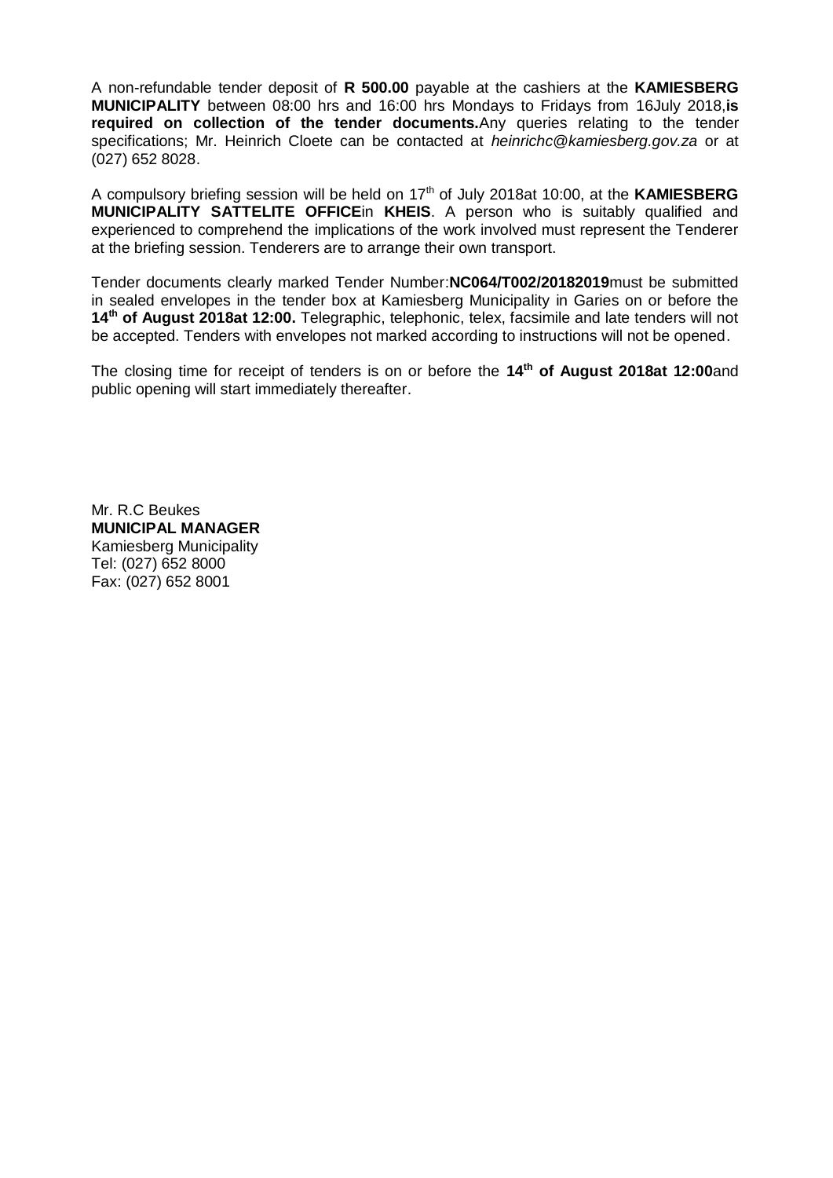A non-refundable tender deposit of **R 500.00** payable at the cashiers at the **KAMIESBERG MUNICIPALITY** between 08:00 hrs and 16:00 hrs Mondays to Fridays from 16July 2018,**is required on collection of the tender documents.**Any queries relating to the tender specifications; Mr. Heinrich Cloete can be contacted at *heinrichc@kamiesberg.gov.za* or at (027) 652 8028.

A compulsory briefing session will be held on 17th of July 2018at 10:00, at the **KAMIESBERG MUNICIPALITY SATTELITE OFFICE**in **KHEIS**. A person who is suitably qualified and experienced to comprehend the implications of the work involved must represent the Tenderer at the briefing session. Tenderers are to arrange their own transport.

Tender documents clearly marked Tender Number:**NC064/T002/20182019**must be submitted in sealed envelopes in the tender box at Kamiesberg Municipality in Garies on or before the **14th of August 2018at 12:00.** Telegraphic, telephonic, telex, facsimile and late tenders will not be accepted. Tenders with envelopes not marked according to instructions will not be opened.

The closing time for receipt of tenders is on or before the **14th of August 2018at 12:00**and public opening will start immediately thereafter.

Mr. R.C Beukes  
**MUNICIPAL MANAGER**  
Kamiesberg Municipality  
Tel: (027) 652 8000  
Fax: (027) 652 8001